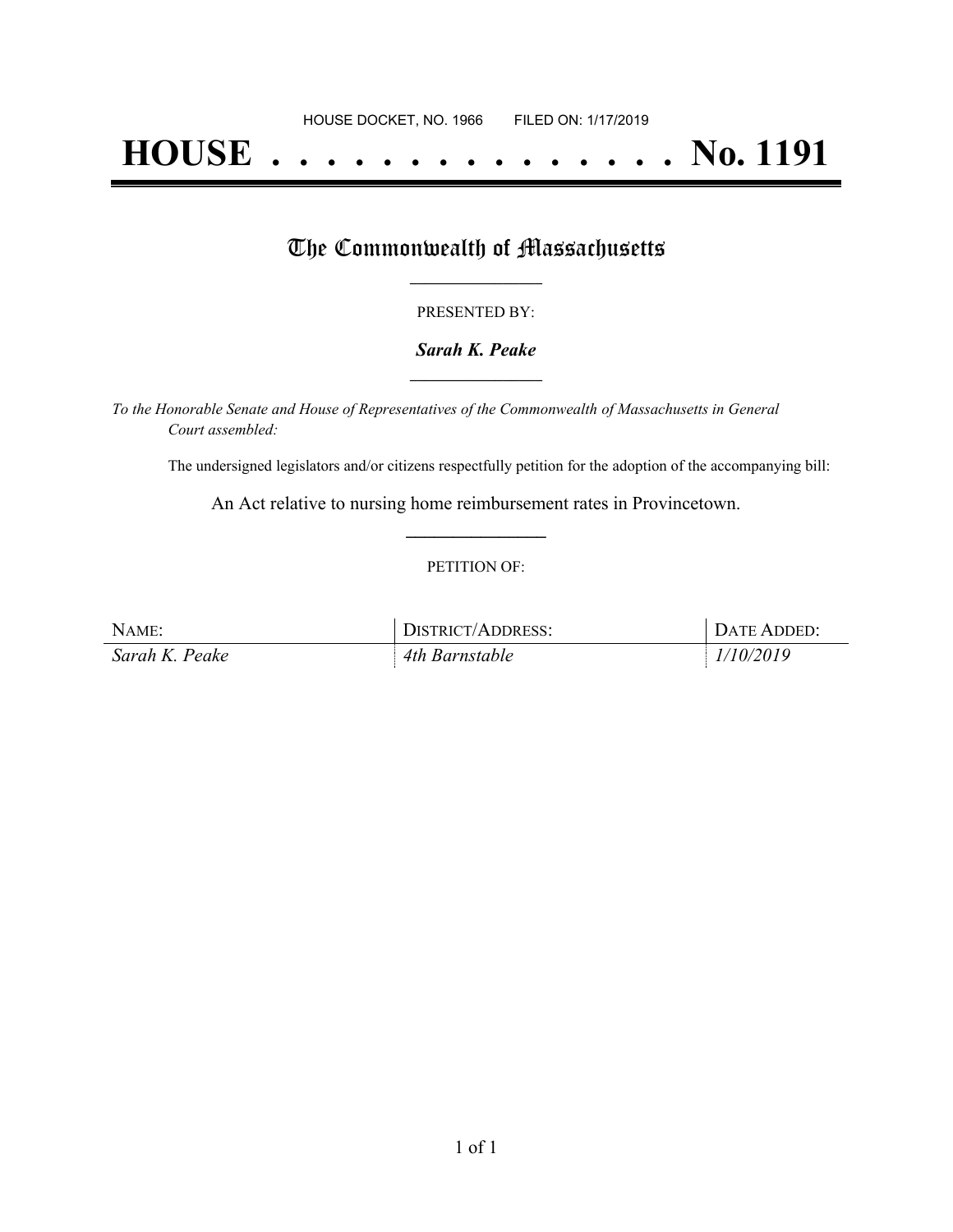HOUSE DOCKET, NO. 1966 FILED ON: 1/17/2019

# HOUSE . . . . . . . . . . . . . . . No. 1191

## The Commonwealth of Massachusetts

PRESENTED BY:

***Sarah K. Peake***

*To the Honorable Senate and House of Representatives of the Commonwealth of Massachusetts in General Court assembled:*

The undersigned legislators and/or citizens respectfully petition for the adoption of the accompanying bill:

An Act relative to nursing home reimbursement rates in Provincetown.

PETITION OF:

| NAME: | DISTRICT/ADDRESS: | DATE ADDED: |
| --- | --- | --- |
| *Sarah K. Peake* | *4th Barnstable* | *1/10/2019* |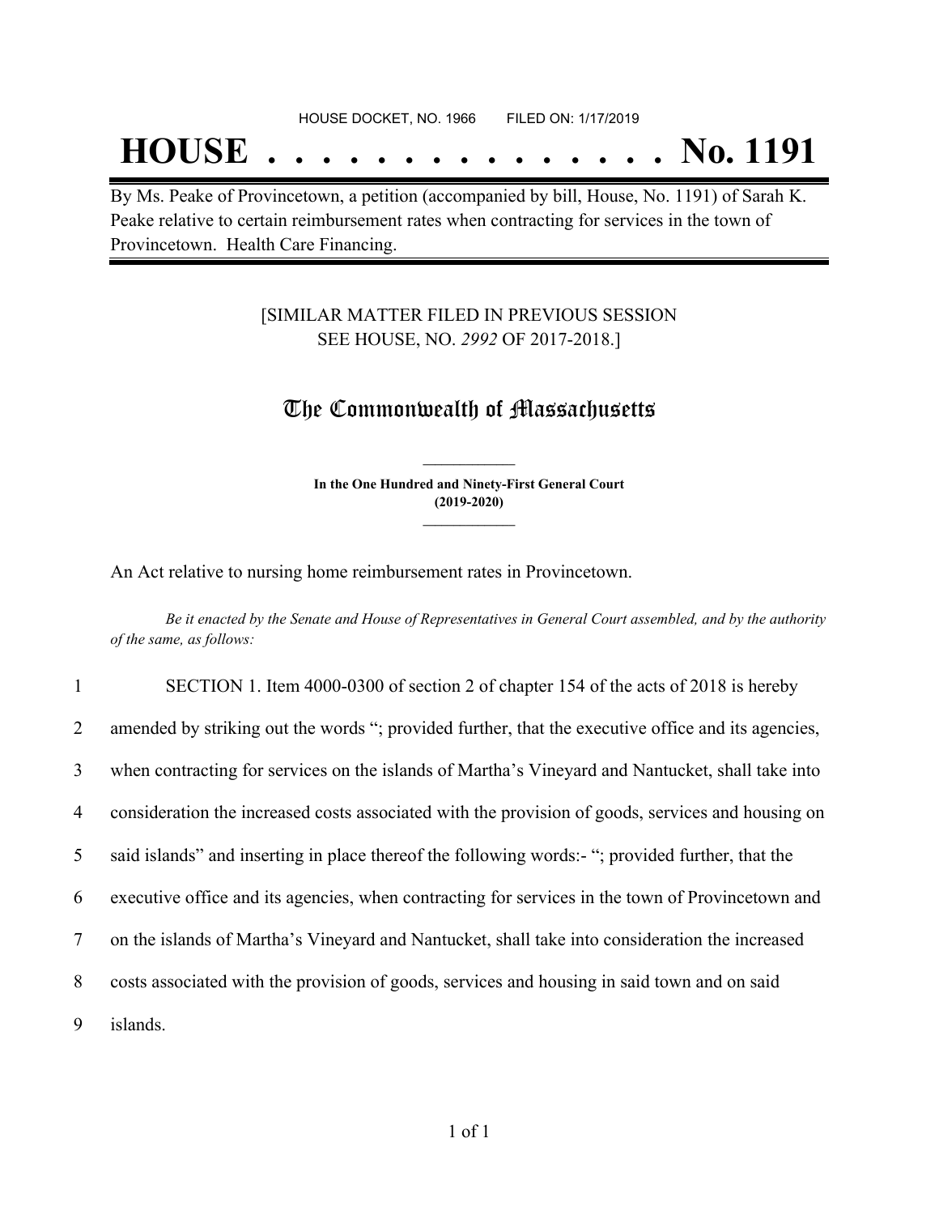HOUSE DOCKET, NO. 1966 FILED ON: 1/17/2019

# HOUSE . . . . . . . . . . . . . . . No. 1191

By Ms. Peake of Provincetown, a petition (accompanied by bill, House, No. 1191) of Sarah K. Peake relative to certain reimbursement rates when contracting for services in the town of Provincetown. Health Care Financing.

[SIMILAR MATTER FILED IN PREVIOUS SESSION SEE HOUSE, NO. *2992* OF 2017-2018.]

## The Commonwealth of Massachusetts

**In the One Hundred and Ninety-First General Court (2019-2020)**

An Act relative to nursing home reimbursement rates in Provincetown.

*Be it enacted by the Senate and House of Representatives in General Court assembled, and by the authority of the same, as follows:*

1 SECTION 1. Item 4000-0300 of section 2 of chapter 154 of the acts of 2018 is hereby
2 amended by striking out the words "; provided further, that the executive office and its agencies,
3 when contracting for services on the islands of Martha's Vineyard and Nantucket, shall take into
4 consideration the increased costs associated with the provision of goods, services and housing on
5 said islands" and inserting in place thereof the following words:- "; provided further, that the
6 executive office and its agencies, when contracting for services in the town of Provincetown and
7 on the islands of Martha's Vineyard and Nantucket, shall take into consideration the increased
8 costs associated with the provision of goods, services and housing in said town and on said
9 islands.